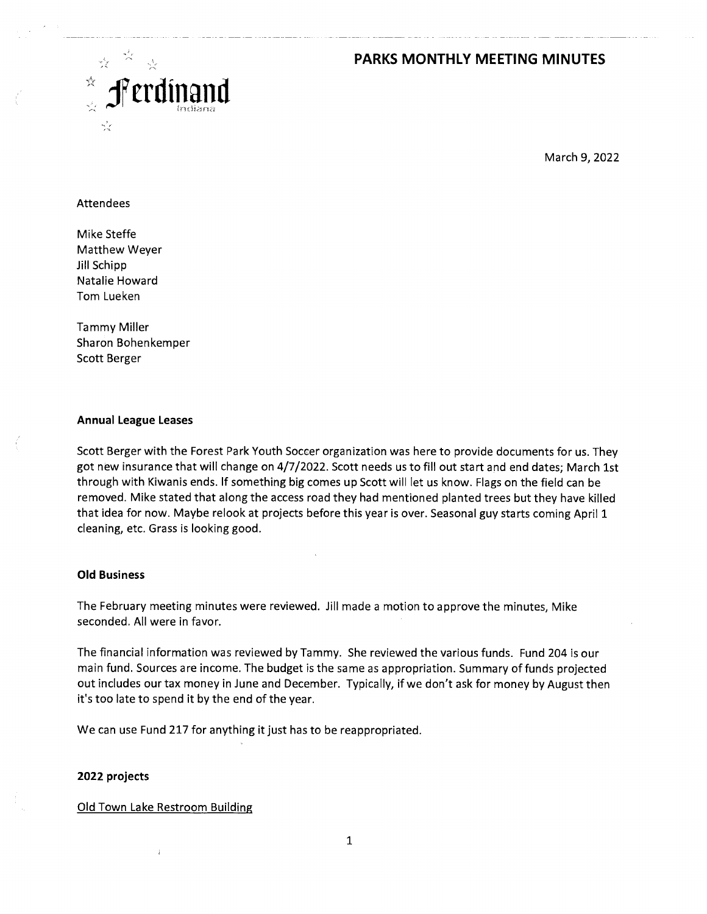Ferdinand Indiana

# PARKS MONTHLY MEETING MINUTES

March 9, 2022

Attendees

Mike Steffe
Matthew Weyer
Jill Schipp
Natalie Howard
Tom Lueken

Tammy Miller
Sharon Bohenkemper
Scott Berger

**Annual League Leases**

Scott Berger with the Forest Park Youth Soccer organization was here to provide documents for us. They got new insurance that will change on 4/7/2022. Scott needs us to fill out start and end dates; March 1st through with Kiwanis ends. If something big comes up Scott will let us know. Flags on the field can be removed. Mike stated that along the access road they had mentioned planted trees but they have killed that idea for now. Maybe relook at projects before this year is over. Seasonal guy starts coming April 1 cleaning, etc. Grass is looking good.

**Old Business**

The February meeting minutes were reviewed. Jill made a motion to approve the minutes, Mike seconded. All were in favor.

The financial information was reviewed by Tammy. She reviewed the various funds. Fund 204 is our main fund. Sources are income. The budget is the same as appropriation. Summary of funds projected out includes our tax money in June and December. Typically, if we don't ask for money by August then it's too late to spend it by the end of the year.

We can use Fund 217 for anything it just has to be reappropriated.

**2022 projects**

<u>Old Town Lake Restroom Building</u>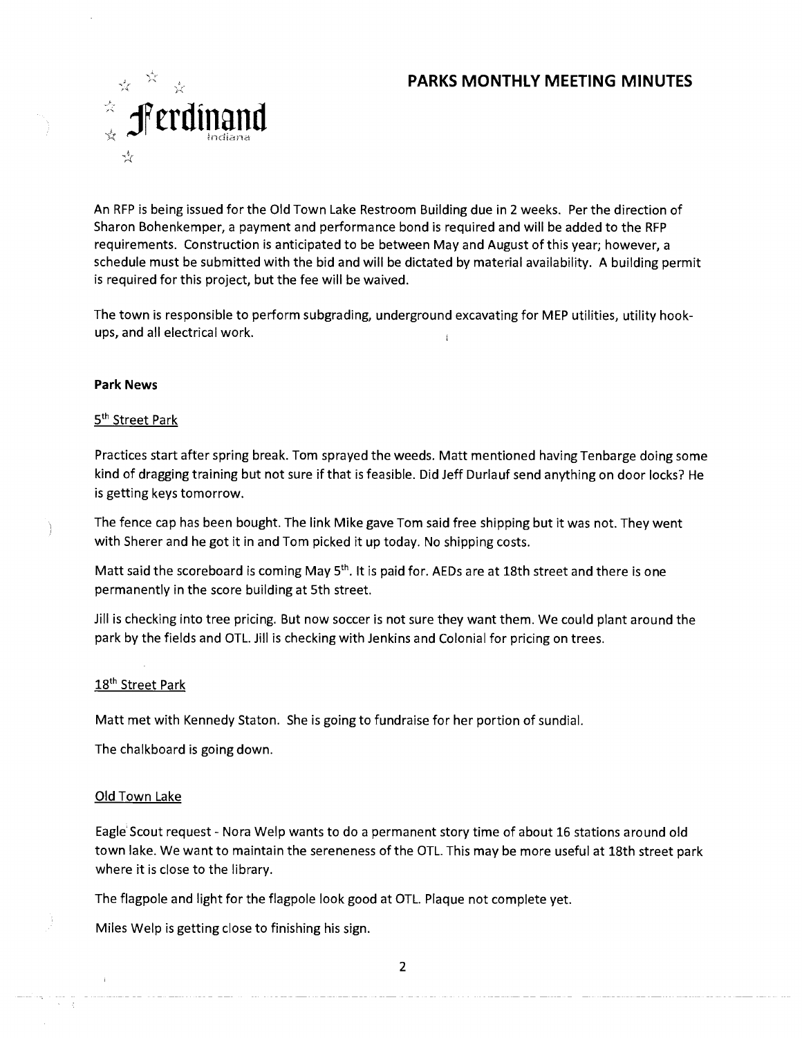# PARKS MONTHLY MEETING MINUTES

An RFP is being issued for the Old Town Lake Restroom Building due in 2 weeks. Per the direction of Sharon Bohenkemper, a payment and performance bond is required and will be added to the RFP requirements. Construction is anticipated to be between May and August of this year; however, a schedule must be submitted with the bid and will be dictated by material availability. A building permit is required for this project, but the fee will be waived.

The town is responsible to perform subgrading, underground excavating for MEP utilities, utility hook-ups, and all electrical work.

**Park News**

5th Street Park

Practices start after spring break. Tom sprayed the weeds. Matt mentioned having Tenbarge doing some kind of dragging training but not sure if that is feasible. Did Jeff Durlauf send anything on door locks? He is getting keys tomorrow.

The fence cap has been bought. The link Mike gave Tom said free shipping but it was not. They went with Sherer and he got it in and Tom picked it up today. No shipping costs.

Matt said the scoreboard is coming May 5th. It is paid for. AEDs are at 18th street and there is one permanently in the score building at 5th street.

Jill is checking into tree pricing. But now soccer is not sure they want them. We could plant around the park by the fields and OTL. Jill is checking with Jenkins and Colonial for pricing on trees.

18th Street Park

Matt met with Kennedy Staton. She is going to fundraise for her portion of sundial.

The chalkboard is going down.

Old Town Lake

Eagle Scout request - Nora Welp wants to do a permanent story time of about 16 stations around old town lake. We want to maintain the sereneness of the OTL. This may be more useful at 18th street park where it is close to the library.

The flagpole and light for the flagpole look good at OTL. Plaque not complete yet.

Miles Welp is getting close to finishing his sign.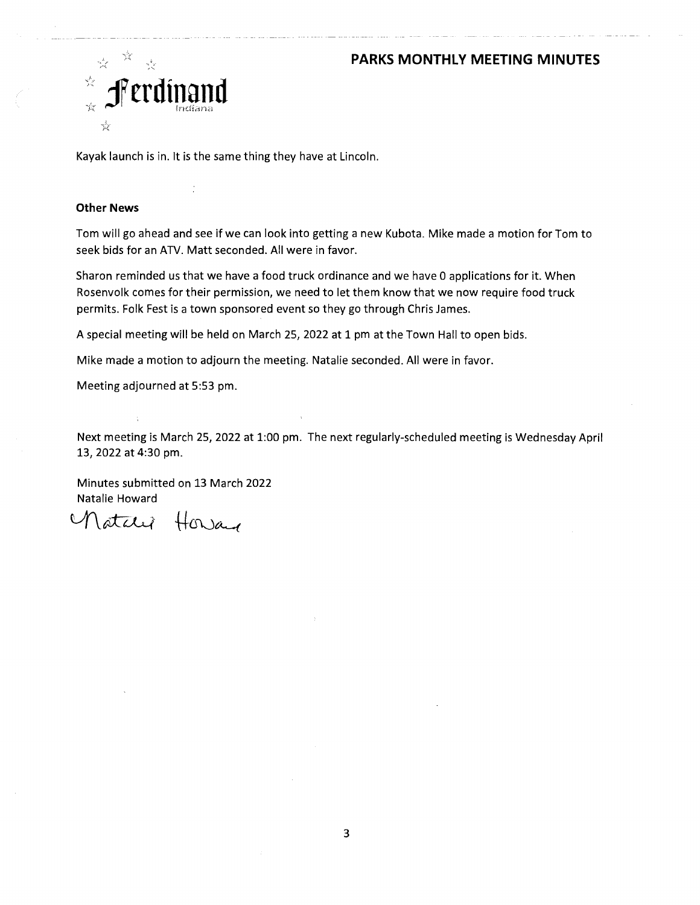Kayak launch is in. It is the same thing they have at Lincoln.

**Other News**

Tom will go ahead and see if we can look into getting a new Kubota. Mike made a motion for Tom to seek bids for an ATV. Matt seconded. All were in favor.

Sharon reminded us that we have a food truck ordinance and we have 0 applications for it. When Rosenvolk comes for their permission, we need to let them know that we now require food truck permits. Folk Fest is a town sponsored event so they go through Chris James.

A special meeting will be held on March 25, 2022 at 1 pm at the Town Hall to open bids.

Mike made a motion to adjourn the meeting. Natalie seconded. All were in favor.

Meeting adjourned at 5:53 pm.

Next meeting is March 25, 2022 at 1:00 pm. The next regularly-scheduled meeting is Wednesday April 13, 2022 at 4:30 pm.

Minutes submitted on 13 March 2022
Natalie Howard

Natalie Howard